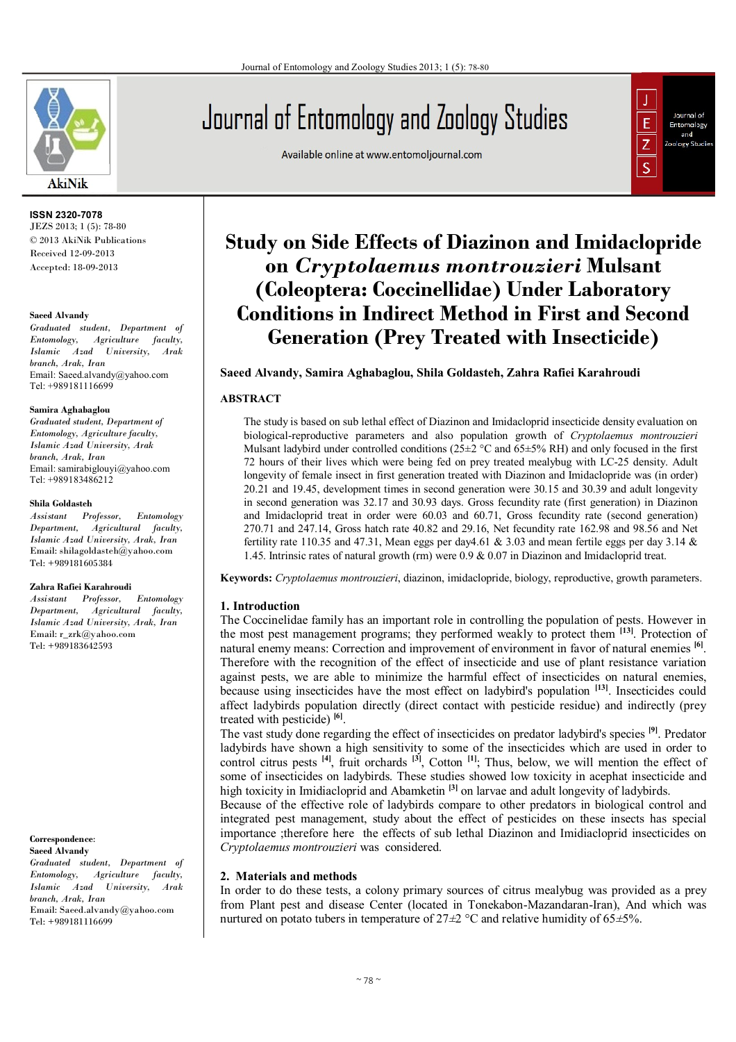ISSN 2320-7078
JEZS 2013; 1 (5): 78-80
© 2013 AkiNik Publications
Received 12-09-2013
Accepted: 18-09-2013

**Saeed Alvandy**
*Graduated student, Department of Entomology, Agriculture faculty, Islamic Azad University, Arak branch, Arak, Iran*
Email: Saeed.alvandy@yahoo.com
Tel: +989181116699

**Samira Aghabaglou**
*Graduated student, Department of Entomology, Agriculture faculty, Islamic Azad University, Arak branch, Arak, Iran*
Email: samirabiglouyi@yahoo.com
Tel: +989183486212

**Shila Goldasteh**
*Assistant Professor, Entomology Department, Agricultural faculty, Islamic Azad University, Arak, Iran*
Email: shilagoldasteh@yahoo.com
Tel: +989181605384

**Zahra Rafiei Karahroudi**
*Assistant Professor, Entomology Department, Agricultural faculty, Islamic Azad University, Arak, Iran*
Email: r_zrk@yahoo.com
Tel: +989183642593

**Correspondence**:
**Saeed Alvandy**
*Graduated student, Department of Entomology, Agriculture faculty, Islamic Azad University, Arak branch, Arak, Iran*
Email: Saeed.alvandy@yahoo.com
Tel: +989181116699

# Study on Side Effects of Diazinon and Imidaclopride on *Cryptolaemus montrouzieri* Mulsant (Coleoptera: Coccinellidae) Under Laboratory Conditions in Indirect Method in First and Second Generation (Prey Treated with Insecticide)

**Saeed Alvandy, Samira Aghabaglou, Shila Goldasteh, Zahra Rafiei Karahroudi**

## ABSTRACT

The study is based on sub lethal effect of Diazinon and Imidacloprid insecticide density evaluation on biological-reproductive parameters and also population growth of *Cryptolaemus montrouzieri* Mulsant ladybird under controlled conditions (25±2 °C and 65±5% RH) and only focused in the first 72 hours of their lives which were being fed on prey treated mealybug with LC-25 density. Adult longevity of female insect in first generation treated with Diazinon and Imidaclopride was (in order) 20.21 and 19.45, development times in second generation were 30.15 and 30.39 and adult longevity in second generation was 32.17 and 30.93 days. Gross fecundity rate (first generation) in Diazinon and Imidaclopride treat in order were 60.03 and 60.71, Gross fecundity rate (second generation) 270.71 and 247.14, Gross hatch rate 40.82 and 29.16, Net fecundity rate 162.98 and 98.56 and Net fertility rate 110.35 and 47.31, Mean eggs per day4.61 & 3.03 and mean fertile eggs per day 3.14 & 1.45. Intrinsic rates of natural growth (rm) were 0.9 & 0.07 in Diazinon and Imidacloprid treat.

**Keywords:** *Cryptolaemus montrouzieri*, diazinon, imidacloprid, biology, reproductive, growth parameters.

## 1. Introduction

The Coccinelidae family has an important role in controlling the population of pests. However in the most pest management programs; they performed weakly to protect them [13]. Protection of natural enemy means: Correction and improvement of environment in favor of natural enemies [6]. Therefore with the recognition of the effect of insecticide and use of plant resistance variation against pests, we are able to minimize the harmful effect of insecticides on natural enemies, because using insecticides have the most effect on ladybird's population [13]. Insecticides could affect ladybirds population directly (direct contact with pesticide residue) and indirectly (prey treated with pesticide) [6].

The vast study done regarding the effect of insecticides on predator ladybird's species [9]. Predator ladybirds have shown a high sensitivity to some of the insecticides which are used in order to control citrus pests [4], fruit orchards [3], Cotton [1]; Thus, below, we will mention the effect of some of insecticides on ladybirds. These studies showed low toxicity in acephat insecticide and high toxicity in Imidiacloprid and Abamketin [3] on larvae and adult longevity of ladybirds.

Because of the effective role of ladybirds compare to other predators in biological control and integrated pest management, study about the effect of pesticides on these insects has special importance ;therefore here the effects of sub lethal Diazinon and Imidiacloprid insecticides on *Cryptolaemus montrouzieri* was considered.

## 2. Materials and methods

In order to do these tests, a colony primary sources of citrus mealybug was provided as a prey from Plant pest and disease Center (located in Tonekabon-Mazandaran-Iran), And which was nurtured on potato tubers in temperature of 27±2 °C and relative humidity of 65±5%.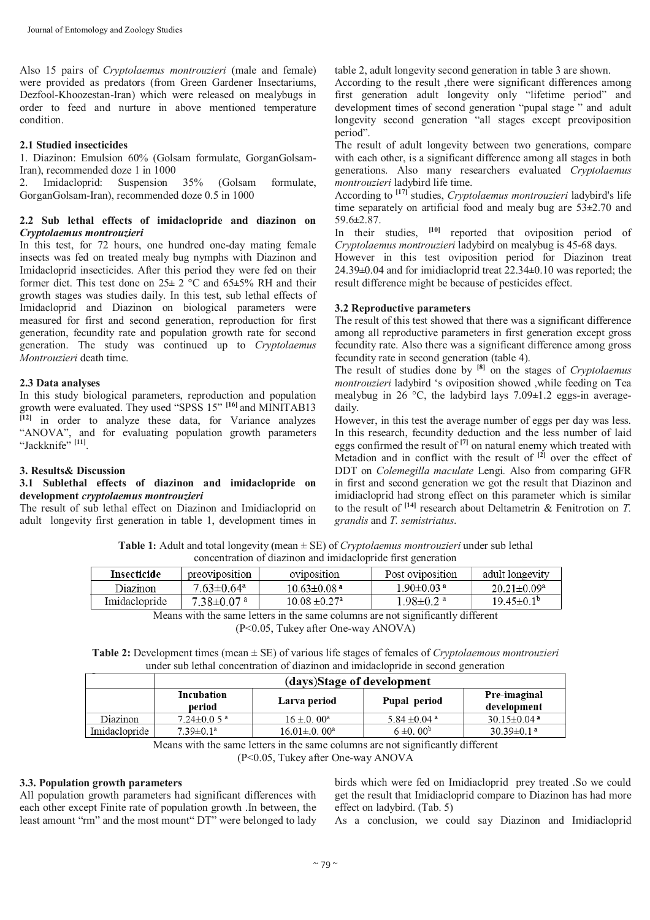Also 15 pairs of *Cryptolaemus montrouzieri* (male and female) were provided as predators (from Green Gardener Insectariums, Dezfool-Khoozestan-Iran) which were released on mealybugs in order to feed and nurture in above mentioned temperature condition.

### 2.1 Studied insecticides

1. Diazinon: Emulsion 60% (Golsam formulate, GorganGolsam-Iran), recommended doze 1 in 1000
2. Imidacloprid: Suspension 35% (Golsam formulate, GorganGolsam-Iran), recommended doze 0.5 in 1000

### 2.2 Sub lethal effects of imidaclopride and diazinon on *Cryptolaemus montrouzieri*

In this test, for 72 hours, one hundred one-day mating female insects was fed on treated mealy bug nymphs with Diazinon and Imidacloprid insecticides. After this period they were fed on their former diet. This test done on 25± 2 °C and 65±5% RH and their growth stages was studies daily. In this test, sub lethal effects of Imidacloprid and Diazinon on biological parameters were measured for first and second generation, reproduction for first generation, fecundity rate and population growth rate for second generation. The study was continued up to *Cryptolaemus Montrouzieri* death time.

### 2.3 Data analyses

In this study biological parameters, reproduction and population growth were evaluated. They used "SPSS 15" [16] and MINITAB13 [12] in order to analyze these data, for Variance analyzes "ANOVA", and for evaluating population growth parameters "Jackknife" [11].

## 3. Results& Discussion

### 3.1 Sublethal effects of diazinon and imidacloprid on development *cryptolaemus montrouzieri*

The result of sub lethal effect on Diazinon and Imidiacloprid on adult longevity first generation in table 1, development times in table 2, adult longevity second generation in table 3 are shown.

According to the result ,there were significant differences among first generation adult longevity only "lifetime period" and development times of second generation "pupal stage " and adult longevity second generation "all stages except preoviposition period".

The result of adult longevity between two generations, compare with each other, is a significant difference among all stages in both generations. Also many researchers evaluated *Cryptolaemus montrouzieri* ladybird life time.

According to [17] studies, *Cryptolaemus montrouzieri* ladybird's life time separately on artificial food and mealy bug are 53±2.70 and 59.6±2.87.

In their studies, [10] reported that oviposition period of *Cryptolaemus montrouzieri* ladybird on mealybug is 45-68 days.

However in this test oviposition period for Diazinon treat 24.39±0.04 and for imidiacloprid treat 22.34±0.10 was reported; the result difference might be because of pesticides effect.

### 3.2 Reproductive parameters

The result of this test showed that there was a significant difference among all reproductive parameters in first generation except gross fecundity rate. Also there was a significant difference among gross fecundity rate in second generation (table 4).

The result of studies done by [8] on the stages of *Cryptolaemus montrouzieri* ladybird 's oviposition showed ,while feeding on Tea mealybug in 26 °C, the ladybird lays 7.09±1.2 eggs-in average-daily.

However, in this test the average number of eggs per day was less. In this research, fecundity deduction and the less number of laid eggs confirmed the result of [7] on natural enemy which treated with Metadion and in conflict with the result of [2] over the effect of DDT on *Colemegilla maculate* Lengi*.* Also from comparing GFR in first and second generation we got the result that Diazinon and imidiacloprid had strong effect on this parameter which is similar to the result of [14] research about Deltametrin & Fenitrotion on *T. grandis* and *T. semistriatus*.

**Table 1:** Adult and total longevity (mean ± SE) of *Cryptolaemus montrouzieri* under sub lethal concentration of diazinon and imidaclopride first generation

| Insecticide | preoviposition | oviposition | Post oviposition | adult longevity |
|---|---|---|---|---|
| Diazinon | 7.63±0.64$^{a}$ | 10.63±0.08$^{a}$ | 1.90±0.03$^{a}$ | 20.21±0.09$^{a}$ |
| Imidaclopride | 7.38±0.07$^{a}$ | 10.08 ±0.27$^{a}$ | 1.98±0.2$^{a}$ | 19.45±0.1$^{b}$ |

Means with the same letters in the same columns are not significantly different (P<0.05, Tukey after One-way ANOVA)

**Table 2:** Development times (mean ± SE) of various life stages of females of *Cryptolaemous montrouzieri* under sub lethal concentration of diazinon and imidaclopride in second generation

| | (days)Stage of development | | | |
|---|---|---|---|---|
| | Incubation period | Larva period | Pupal period | Pre-imaginal development |
| Diazinon | 7.24±0.0 5$^{a}$ | 16 ±.0. 00$^{a}$ | 5.84 ±0.04$^{a}$ | 30.15±0.04$^{a}$ |
| Imidaclopride | 7.39±0.1$^{a}$ | 16.01±.0. 00$^{a}$ | 6 ±0. 00$^{b}$ | 30.39±0.1$^{a}$ |

Means with the same letters in the same columns are not significantly different (P<0.05, Tukey after One-way ANOVA

### 3.3. Population growth parameters

All population growth parameters had significant differences with each other except Finite rate of population growth .In between, the least amount "rm" and the most mount" DT" were belonged to lady birds which were fed on Imidiacloprid prey treated .So we could get the result that Imidiacloprid compare to Diazinon has had more effect on ladybird. (Tab. 5)

As a conclusion, we could say Diazinon and Imidiacloprid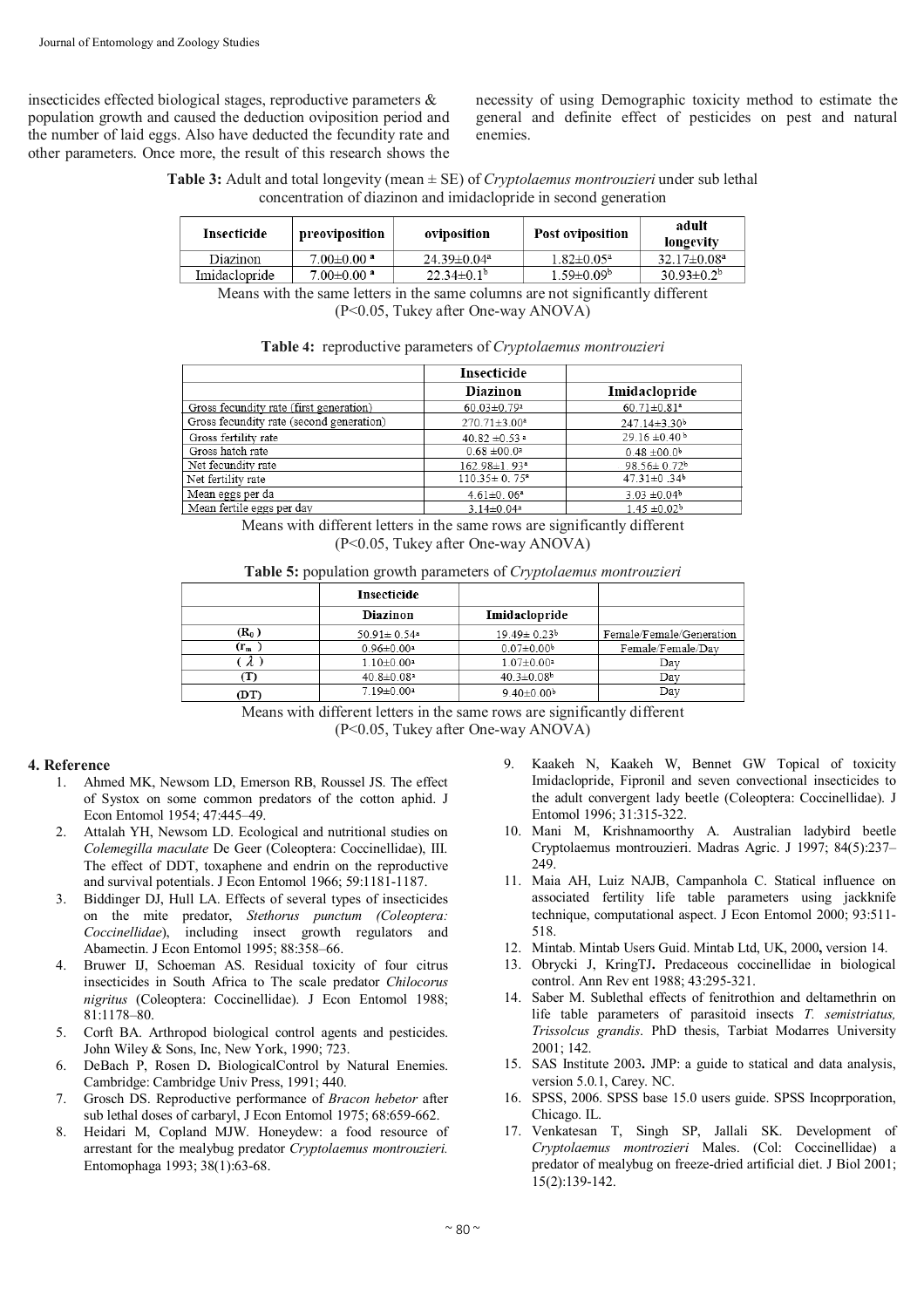insecticides effected biological stages, reproductive parameters & population growth and caused the deduction oviposition period and the number of laid eggs. Also have deducted the fecundity rate and other parameters. Once more, the result of this research shows the necessity of using Demographic toxicity method to estimate the general and definite effect of pesticides on pest and natural enemies.

**Table 3:** Adult and total longevity (mean ± SE) of *Cryptolaemus montrouzieri* under sub lethal concentration of diazinon and imidaclopride in second generation

| Insecticide | preoviposition | oviposition | Post oviposition | adult longevity |
|---|---|---|---|---|
| Diazinon | 7.00±0.00 [a] | 24.39±0.04[a] | 1.82±0.05[a] | 32.17±0.08[a] |
| Imidaclopride | 7.00±0.00 [a] | 22.34±0.1[b] | 1.59±0.09[b] | 30.93±0.2[b] |

Means with the same letters in the same columns are not significantly different (P<0.05, Tukey after One-way ANOVA)

**Table 4:** reproductive parameters of *Cryptolaemus montrouzieri*

| | Insecticide | |
|---|---|---|
| | Diazinon | Imidaclopride |
| Gross fecundity rate (first generation) | 60.03±0.79[a] | 60.71±0.81[a] |
| Gross fecundity rate (second generation) | 270.71±3.00[a] | 247.14±3.30[b] |
| Gross fertility rate | 40.82 ±0.53 [a] | 29.16 ±0.40 [b] |
| Gross hatch rate | 0.68 ±00.0[a] | 0.48 ±00.0[b] |
| Net fecundity rate | 162.98±1. 93[a] | 98.56± 0.72[b] |
| Net fertility rate | 110.35± 0. 75[a] | 47.31±0 .34[b] |
| Mean eggs per da | 4.61±0. 06[a] | 3.03 ±0.04[b] |
| Mean fertile eggs per day | 3.14±0.04[a] | 1.45 ±0.02[b] |

Means with different letters in the same rows are significantly different (P<0.05, Tukey after One-way ANOVA)

**Table 5:** population growth parameters of *Cryptolaemus montrouzieri*

| | Insecticide | | |
|---|---|---|---|
| | Diazinon | Imidaclopride | |
| $(R_0)$ | 50.91± 0.54[a] | 19.49± 0.23[b] | Female/Female/Generation |
| $(r_m)$ | 0.96±0.00[a] | 0.07±0.00[b] | Female/Female/Day |
| $(\lambda)$ | 1.10±0.00[a] | 1.07±0.00[a] | Day |
| (T) | 40.8±0.08[a] | 40.3±0.08[b] | Day |
| (DT) | 7.19±0.00[a] | 9.40±0.00[b] | Day |

Means with different letters in the same rows are significantly different (P<0.05, Tukey after One-way ANOVA)

## 4. Reference

1. Ahmed MK, Newsom LD, Emerson RB, Roussel JS. The effect of Systox on some common predators of the cotton aphid. J Econ Entomol 1954; 47:445–49.
2. Attalah YH, Newsom LD. Ecological and nutritional studies on *Colemegilla maculate* De Geer (Coleoptera: Coccinellidae), III. The effect of DDT, toxaphene and endrin on the reproductive and survival potentials. J Econ Entomol 1966; 59:1181-1187.
3. Biddinger DJ, Hull LA. Effects of several types of insecticides on the mite predator, *Stethorus punctum (Coleoptera: Coccinellidae)*, including insect growth regulators and Abamectin. J Econ Entomol 1995; 88:358–66.
4. Bruwer IJ, Schoeman AS. Residual toxicity of four citrus insecticides in South Africa to The scale predator *Chilocorus nigritus* (Coleoptera: Coccinellidae). J Econ Entomol 1988; 81:1178–80.
5. Corft BA. Arthropod biological control agents and pesticides. John Wiley & Sons, Inc, New York, 1990; 723.
6. DeBach P, Rosen D**.** BiologicalControl by Natural Enemies. Cambridge: Cambridge Univ Press, 1991; 440.
7. Grosch DS. Reproductive performance of *Bracon hebetor* after sub lethal doses of carbaryl, J Econ Entomol 1975; 68:659-662.
8. Heidari M, Copland MJW. Honeydew: a food resource of arrestant for the mealybug predator *Cryptolaemus montrouzieri.* Entomophaga 1993; 38(1):63-68.
9. Kaakeh N, Kaakeh W, Bennet GW Topical of toxicity Imidaclopride, Fipronil and seven convectional insecticides to the adult convergent lady beetle (Coleoptera: Coccinellidae). J Entomol 1996; 31:315-322.
10. Mani M, Krishnamoorthy A. Australian ladybird beetle Cryptolaemus montrouzieri. Madras Agric. J 1997; 84(5):237–249.
11. Maia AH, Luiz NAJB, Campanhola C. Statical influence on associated fertility life table parameters using jackknife technique, computational aspect. J Econ Entomol 2000; 93:511-518.
12. Mintab. Mintab Users Guid. Mintab Ltd, UK, 2000**,** version 14.
13. Obrycki J, KringTJ**.** Predaceous coccinellidae in biological control. Ann Rev ent 1988; 43:295-321.
14. Saber M. Sublethal effects of fenitrothion and deltamethrin on life table parameters of parasitoid insects *T. semistriatus, Trissolcus grandis*. PhD thesis, Tarbiat Modarres University 2001; 142.
15. SAS Institute 2003**.** JMP: a guide to statical and data analysis, version 5.0.1, Carey. NC.
16. SPSS, 2006. SPSS base 15.0 users guide. SPSS Incoprporation, Chicago. IL.
17. Venkatesan T, Singh SP, Jallali SK. Development of *Cryptolaemus montrozieri* Males. (Col: Coccinellidae) a predator of mealybug on freeze-dried artificial diet. J Biol 2001; 15(2):139-142.